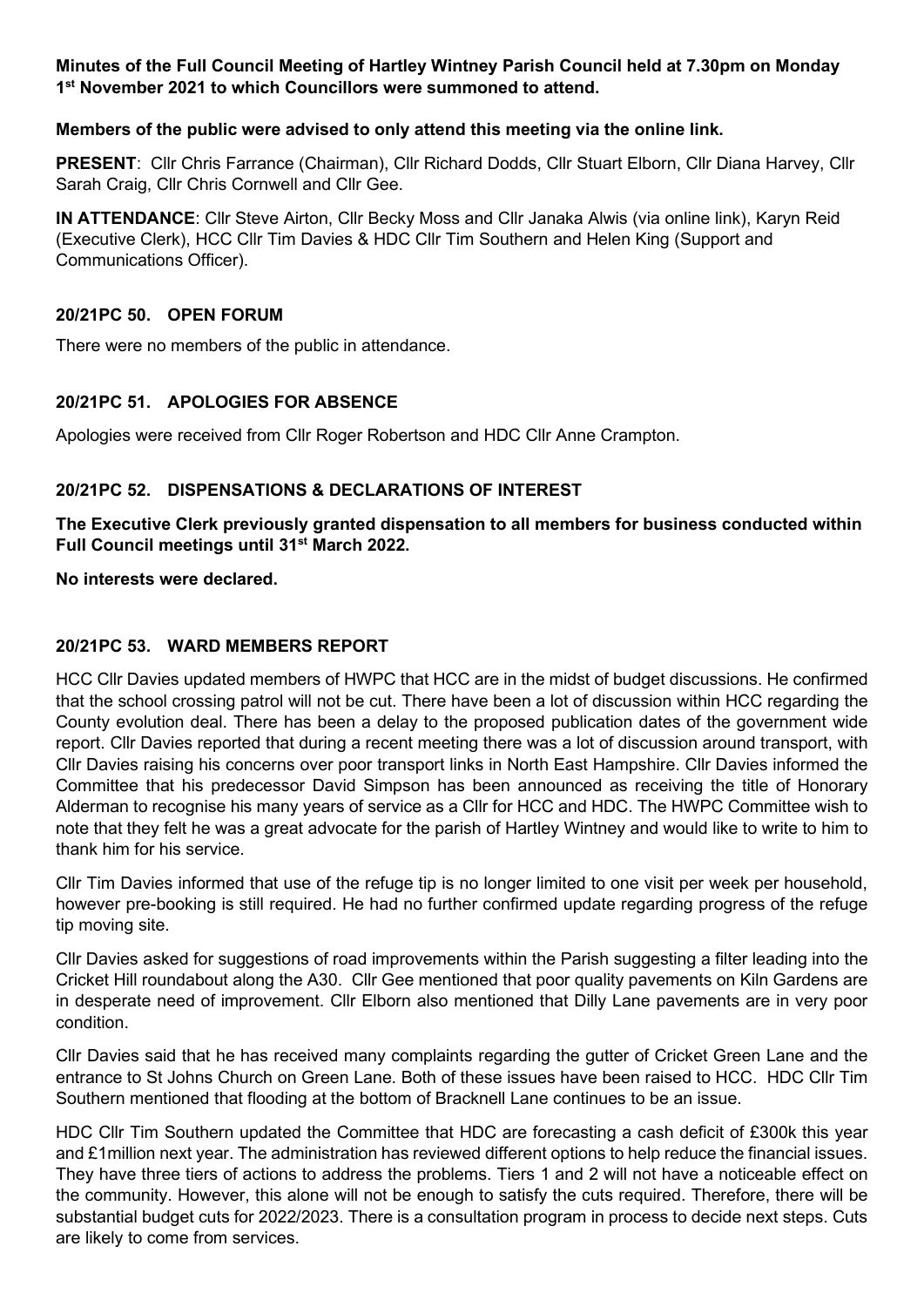**Minutes of the Full Council Meeting of Hartley Wintney Parish Council held at 7.30pm on Monday 1st November 2021 to which Councillors were summoned to attend.**

**Members of the public were advised to only attend this meeting via the online link.**

**PRESENT**: Cllr Chris Farrance (Chairman), Cllr Richard Dodds, Cllr Stuart Elborn, Cllr Diana Harvey, Cllr Sarah Craig, Cllr Chris Cornwell and Cllr Gee.

**IN ATTENDANCE**: Cllr Steve Airton, Cllr Becky Moss and Cllr Janaka Alwis (via online link), Karyn Reid (Executive Clerk), HCC Cllr Tim Davies & HDC Cllr Tim Southern and Helen King (Support and Communications Officer).

## 20/21PC 50. OPEN FORUM

There were no members of the public in attendance.

## 20/21PC 51. APOLOGIES FOR ABSENCE

Apologies were received from Cllr Roger Robertson and HDC Cllr Anne Crampton.

## 20/21PC 52. DISPENSATIONS & DECLARATIONS OF INTEREST

**The Executive Clerk previously granted dispensation to all members for business conducted within Full Council meetings until 31st March 2022.**

**No interests were declared.**

## 20/21PC 53. WARD MEMBERS REPORT

HCC Cllr Davies updated members of HWPC that HCC are in the midst of budget discussions. He confirmed that the school crossing patrol will not be cut. There have been a lot of discussion within HCC regarding the County evolution deal. There has been a delay to the proposed publication dates of the government wide report. Cllr Davies reported that during a recent meeting there was a lot of discussion around transport, with Cllr Davies raising his concerns over poor transport links in North East Hampshire. Cllr Davies informed the Committee that his predecessor David Simpson has been announced as receiving the title of Honorary Alderman to recognise his many years of service as a Cllr for HCC and HDC. The HWPC Committee wish to note that they felt he was a great advocate for the parish of Hartley Wintney and would like to write to him to thank him for his service.

Cllr Tim Davies informed that use of the refuge tip is no longer limited to one visit per week per household, however pre-booking is still required. He had no further confirmed update regarding progress of the refuge tip moving site.

Cllr Davies asked for suggestions of road improvements within the Parish suggesting a filter leading into the Cricket Hill roundabout along the A30. Cllr Gee mentioned that poor quality pavements on Kiln Gardens are in desperate need of improvement. Cllr Elborn also mentioned that Dilly Lane pavements are in very poor condition.

Cllr Davies said that he has received many complaints regarding the gutter of Cricket Green Lane and the entrance to St Johns Church on Green Lane. Both of these issues have been raised to HCC. HDC Cllr Tim Southern mentioned that flooding at the bottom of Bracknell Lane continues to be an issue.

HDC Cllr Tim Southern updated the Committee that HDC are forecasting a cash deficit of £300k this year and £1million next year. The administration has reviewed different options to help reduce the financial issues. They have three tiers of actions to address the problems. Tiers 1 and 2 will not have a noticeable effect on the community. However, this alone will not be enough to satisfy the cuts required. Therefore, there will be substantial budget cuts for 2022/2023. There is a consultation program in process to decide next steps. Cuts are likely to come from services.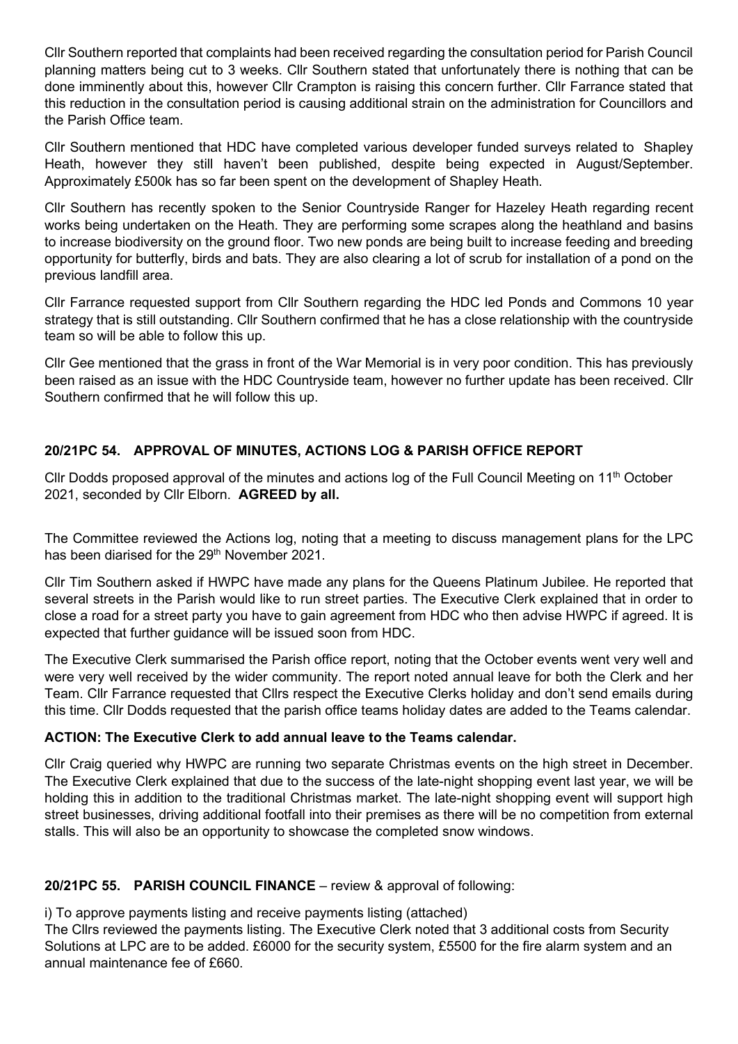Cllr Southern reported that complaints had been received regarding the consultation period for Parish Council planning matters being cut to 3 weeks. Cllr Southern stated that unfortunately there is nothing that can be done imminently about this, however Cllr Crampton is raising this concern further. Cllr Farrance stated that this reduction in the consultation period is causing additional strain on the administration for Councillors and the Parish Office team.

Cllr Southern mentioned that HDC have completed various developer funded surveys related to Shapley Heath, however they still haven't been published, despite being expected in August/September. Approximately £500k has so far been spent on the development of Shapley Heath.

Cllr Southern has recently spoken to the Senior Countryside Ranger for Hazeley Heath regarding recent works being undertaken on the Heath. They are performing some scrapes along the heathland and basins to increase biodiversity on the ground floor. Two new ponds are being built to increase feeding and breeding opportunity for butterfly, birds and bats. They are also clearing a lot of scrub for installation of a pond on the previous landfill area.

Cllr Farrance requested support from Cllr Southern regarding the HDC led Ponds and Commons 10 year strategy that is still outstanding. Cllr Southern confirmed that he has a close relationship with the countryside team so will be able to follow this up.

Cllr Gee mentioned that the grass in front of the War Memorial is in very poor condition. This has previously been raised as an issue with the HDC Countryside team, however no further update has been received. Cllr Southern confirmed that he will follow this up.

## 20/21PC 54. APPROVAL OF MINUTES, ACTIONS LOG & PARISH OFFICE REPORT

Cllr Dodds proposed approval of the minutes and actions log of the Full Council Meeting on 11th October 2021, seconded by Cllr Elborn. **AGREED by all.**

The Committee reviewed the Actions log, noting that a meeting to discuss management plans for the LPC has been diarised for the 29th November 2021.

Cllr Tim Southern asked if HWPC have made any plans for the Queens Platinum Jubilee. He reported that several streets in the Parish would like to run street parties. The Executive Clerk explained that in order to close a road for a street party you have to gain agreement from HDC who then advise HWPC if agreed. It is expected that further guidance will be issued soon from HDC.

The Executive Clerk summarised the Parish office report, noting that the October events went very well and were very well received by the wider community. The report noted annual leave for both the Clerk and her Team. Cllr Farrance requested that Cllrs respect the Executive Clerks holiday and don't send emails during this time. Cllr Dodds requested that the parish office teams holiday dates are added to the Teams calendar.

**ACTION: The Executive Clerk to add annual leave to the Teams calendar.**

Cllr Craig queried why HWPC are running two separate Christmas events on the high street in December. The Executive Clerk explained that due to the success of the late-night shopping event last year, we will be holding this in addition to the traditional Christmas market. The late-night shopping event will support high street businesses, driving additional footfall into their premises as there will be no competition from external stalls. This will also be an opportunity to showcase the completed snow windows.

## 20/21PC 55. PARISH COUNCIL FINANCE – review & approval of following:

i) To approve payments listing and receive payments listing (attached)
The Cllrs reviewed the payments listing. The Executive Clerk noted that 3 additional costs from Security Solutions at LPC are to be added. £6000 for the security system, £5500 for the fire alarm system and an annual maintenance fee of £660.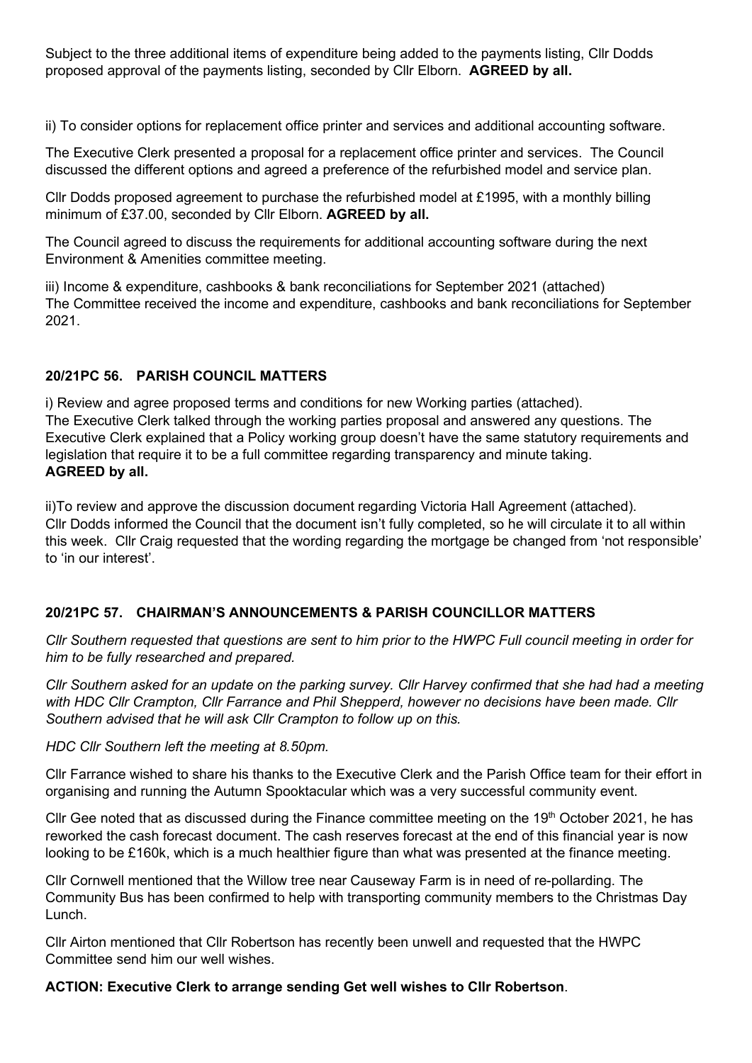Subject to the three additional items of expenditure being added to the payments listing, Cllr Dodds proposed approval of the payments listing, seconded by Cllr Elborn. **AGREED by all.**

ii) To consider options for replacement office printer and services and additional accounting software.

The Executive Clerk presented a proposal for a replacement office printer and services. The Council discussed the different options and agreed a preference of the refurbished model and service plan.

Cllr Dodds proposed agreement to purchase the refurbished model at £1995, with a monthly billing minimum of £37.00, seconded by Cllr Elborn. **AGREED by all.**

The Council agreed to discuss the requirements for additional accounting software during the next Environment & Amenities committee meeting.

iii) Income & expenditure, cashbooks & bank reconciliations for September 2021 (attached)
The Committee received the income and expenditure, cashbooks and bank reconciliations for September 2021.

### 20/21PC 56. PARISH COUNCIL MATTERS

i) Review and agree proposed terms and conditions for new Working parties (attached).
The Executive Clerk talked through the working parties proposal and answered any questions. The Executive Clerk explained that a Policy working group doesn't have the same statutory requirements and legislation that require it to be a full committee regarding transparency and minute taking.
**AGREED by all.**

ii)To review and approve the discussion document regarding Victoria Hall Agreement (attached).
Cllr Dodds informed the Council that the document isn't fully completed, so he will circulate it to all within this week. Cllr Craig requested that the wording regarding the mortgage be changed from 'not responsible' to 'in our interest'.

### 20/21PC 57. CHAIRMAN'S ANNOUNCEMENTS & PARISH COUNCILLOR MATTERS

*Cllr Southern requested that questions are sent to him prior to the HWPC Full council meeting in order for him to be fully researched and prepared.*

*Cllr Southern asked for an update on the parking survey. Cllr Harvey confirmed that she had had a meeting with HDC Cllr Crampton, Cllr Farrance and Phil Shepperd, however no decisions have been made. Cllr Southern advised that he will ask Cllr Crampton to follow up on this.*

*HDC Cllr Southern left the meeting at 8.50pm.*

Cllr Farrance wished to share his thanks to the Executive Clerk and the Parish Office team for their effort in organising and running the Autumn Spooktacular which was a very successful community event.

Cllr Gee noted that as discussed during the Finance committee meeting on the 19th October 2021, he has reworked the cash forecast document. The cash reserves forecast at the end of this financial year is now looking to be £160k, which is a much healthier figure than what was presented at the finance meeting.

Cllr Cornwell mentioned that the Willow tree near Causeway Farm is in need of re-pollarding. The Community Bus has been confirmed to help with transporting community members to the Christmas Day Lunch.

Cllr Airton mentioned that Cllr Robertson has recently been unwell and requested that the HWPC Committee send him our well wishes.

**ACTION: Executive Clerk to arrange sending Get well wishes to Cllr Robertson**.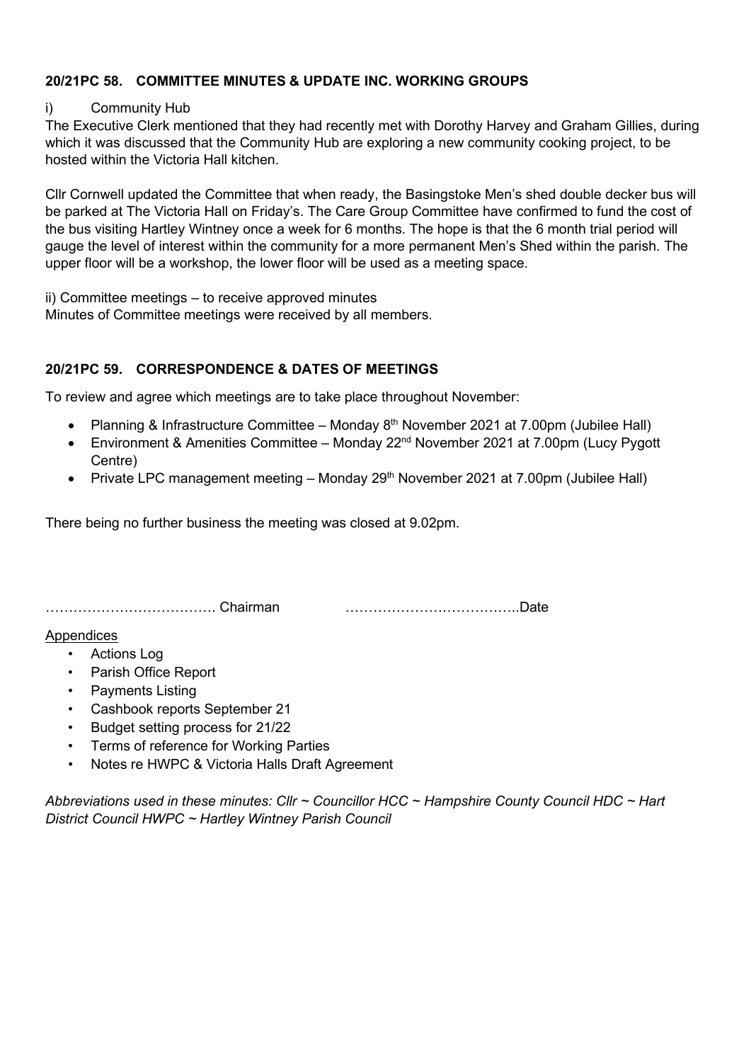### 20/21PC 58. COMMITTEE MINUTES & UPDATE INC. WORKING GROUPS

i) Community Hub

The Executive Clerk mentioned that they had recently met with Dorothy Harvey and Graham Gillies, during which it was discussed that the Community Hub are exploring a new community cooking project, to be hosted within the Victoria Hall kitchen.

Cllr Cornwell updated the Committee that when ready, the Basingstoke Men's shed double decker bus will be parked at The Victoria Hall on Friday's. The Care Group Committee have confirmed to fund the cost of the bus visiting Hartley Wintney once a week for 6 months. The hope is that the 6 month trial period will gauge the level of interest within the community for a more permanent Men's Shed within the parish. The upper floor will be a workshop, the lower floor will be used as a meeting space.

ii) Committee meetings – to receive approved minutes

Minutes of Committee meetings were received by all members.

### 20/21PC 59. CORRESPONDENCE & DATES OF MEETINGS

To review and agree which meetings are to take place throughout November:

- Planning & Infrastructure Committee – Monday 8th November 2021 at 7.00pm (Jubilee Hall)
- Environment & Amenities Committee – Monday 22nd November 2021 at 7.00pm (Lucy Pygott Centre)
- Private LPC management meeting – Monday 29th November 2021 at 7.00pm (Jubilee Hall)

There being no further business the meeting was closed at 9.02pm.

………………………………. Chairman ………………………………..Date

<u>Appendices</u>

- Actions Log
- Parish Office Report
- Payments Listing
- Cashbook reports September 21
- Budget setting process for 21/22
- Terms of reference for Working Parties
- Notes re HWPC & Victoria Halls Draft Agreement

*Abbreviations used in these minutes: Cllr ~ Councillor HCC ~ Hampshire County Council HDC ~ Hart District Council HWPC ~ Hartley Wintney Parish Council*